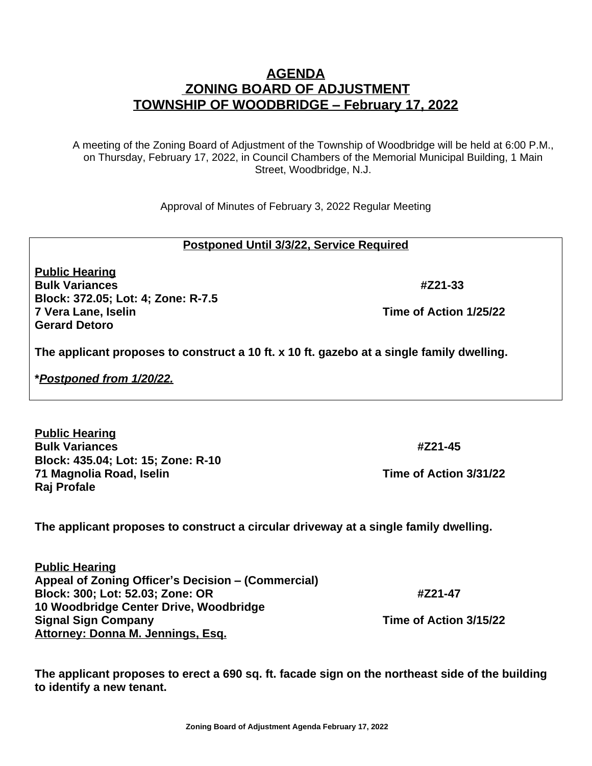# AGENDA
# ZONING BOARD OF ADJUSTMENT
# TOWNSHIP OF WOODBRIDGE – February 17, 2022

A meeting of the Zoning Board of Adjustment of the Township of Woodbridge will be held at 6:00 P.M., on Thursday, February 17, 2022, in Council Chambers of the Memorial Municipal Building, 1 Main Street, Woodbridge, N.J.

Approval of Minutes of February 3, 2022 Regular Meeting

**Postponed Until 3/3/22, Service Required**

**Public Hearing**
**Bulk Variances** **#Z21-33**
**Block: 372.05; Lot: 4; Zone: R-7.5**
**7 Vera Lane, Iselin** **Time of Action 1/25/22**
**Gerard Detoro**

**The applicant proposes to construct a 10 ft. x 10 ft. gazebo at a single family dwelling.**

***Postponed from 1/20/22.***

**Public Hearing**
**Bulk Variances** **#Z21-45**
**Block: 435.04; Lot: 15; Zone: R-10**
**71 Magnolia Road, Iselin** **Time of Action 3/31/22**
**Raj Profale**

**The applicant proposes to construct a circular driveway at a single family dwelling.**

**Public Hearing**
**Appeal of Zoning Officer's Decision – (Commercial)**
**Block: 300; Lot: 52.03; Zone: OR** **#Z21-47**
**10 Woodbridge Center Drive, Woodbridge**
**Signal Sign Company** **Time of Action 3/15/22**
**Attorney: Donna M. Jennings, Esq.**

**The applicant proposes to erect a 690 sq. ft. facade sign on the northeast side of the building to identify a new tenant.**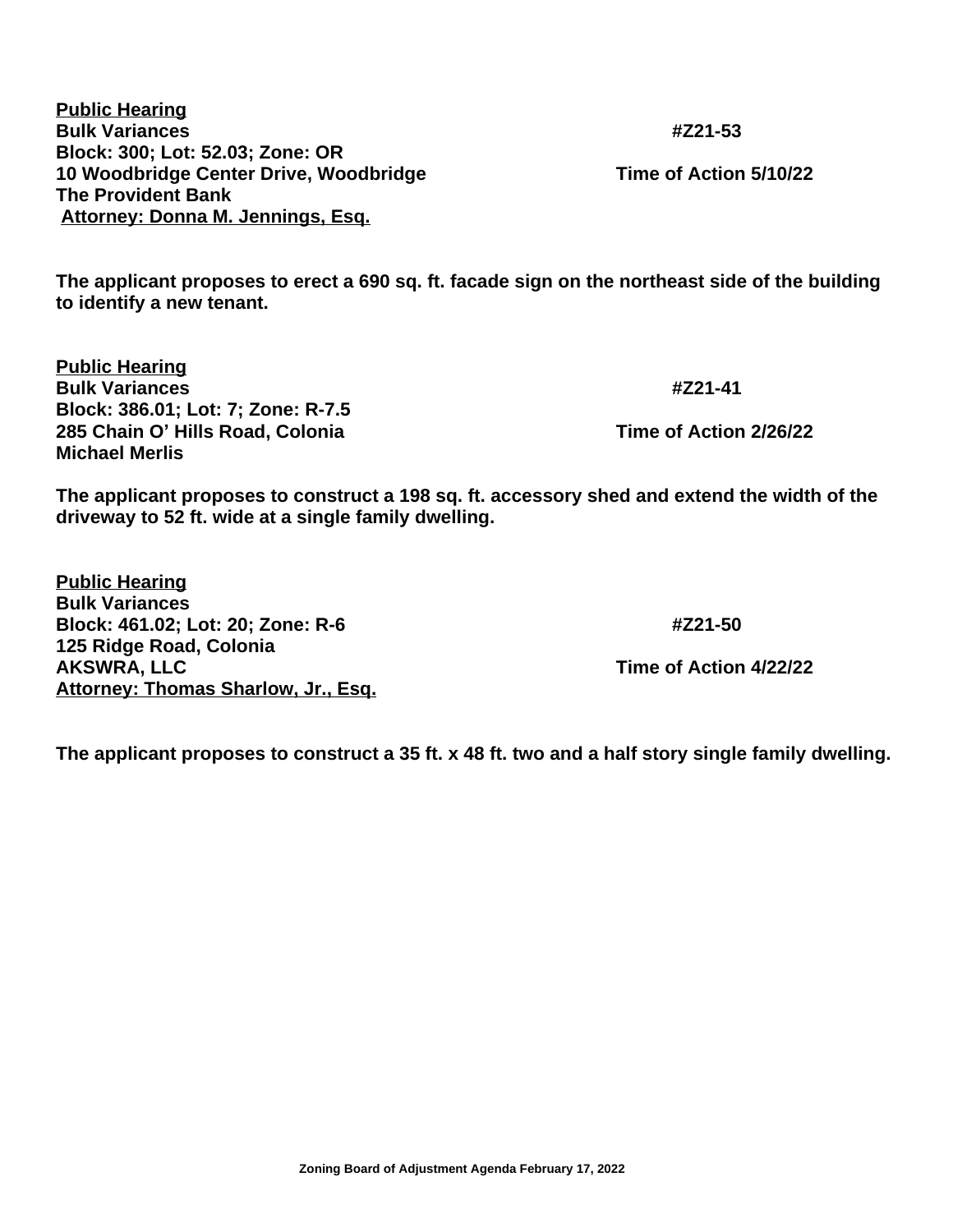**<u>Public Hearing</u>**
**Bulk Variances** **#Z21-53**
**Block: 300; Lot: 52.03; Zone: OR**
**10 Woodbridge Center Drive, Woodbridge** **Time of Action 5/10/22**
**The Provident Bank**
**<u>Attorney: Donna M. Jennings, Esq.</u>**

**The applicant proposes to erect a 690 sq. ft. facade sign on the northeast side of the building to identify a new tenant.**

**<u>Public Hearing</u>**
**Bulk Variances** **#Z21-41**
**Block: 386.01; Lot: 7; Zone: R-7.5**
**285 Chain O' Hills Road, Colonia** **Time of Action 2/26/22**
**Michael Merlis**

**The applicant proposes to construct a 198 sq. ft. accessory shed and extend the width of the driveway to 52 ft. wide at a single family dwelling.**

**<u>Public Hearing</u>**
**Bulk Variances**
**Block: 461.02; Lot: 20; Zone: R-6** **#Z21-50**
**125 Ridge Road, Colonia**
**AKSWRA, LLC** **Time of Action 4/22/22**
**<u>Attorney: Thomas Sharlow, Jr., Esq.</u>**

**The applicant proposes to construct a 35 ft. x 48 ft. two and a half story single family dwelling.**